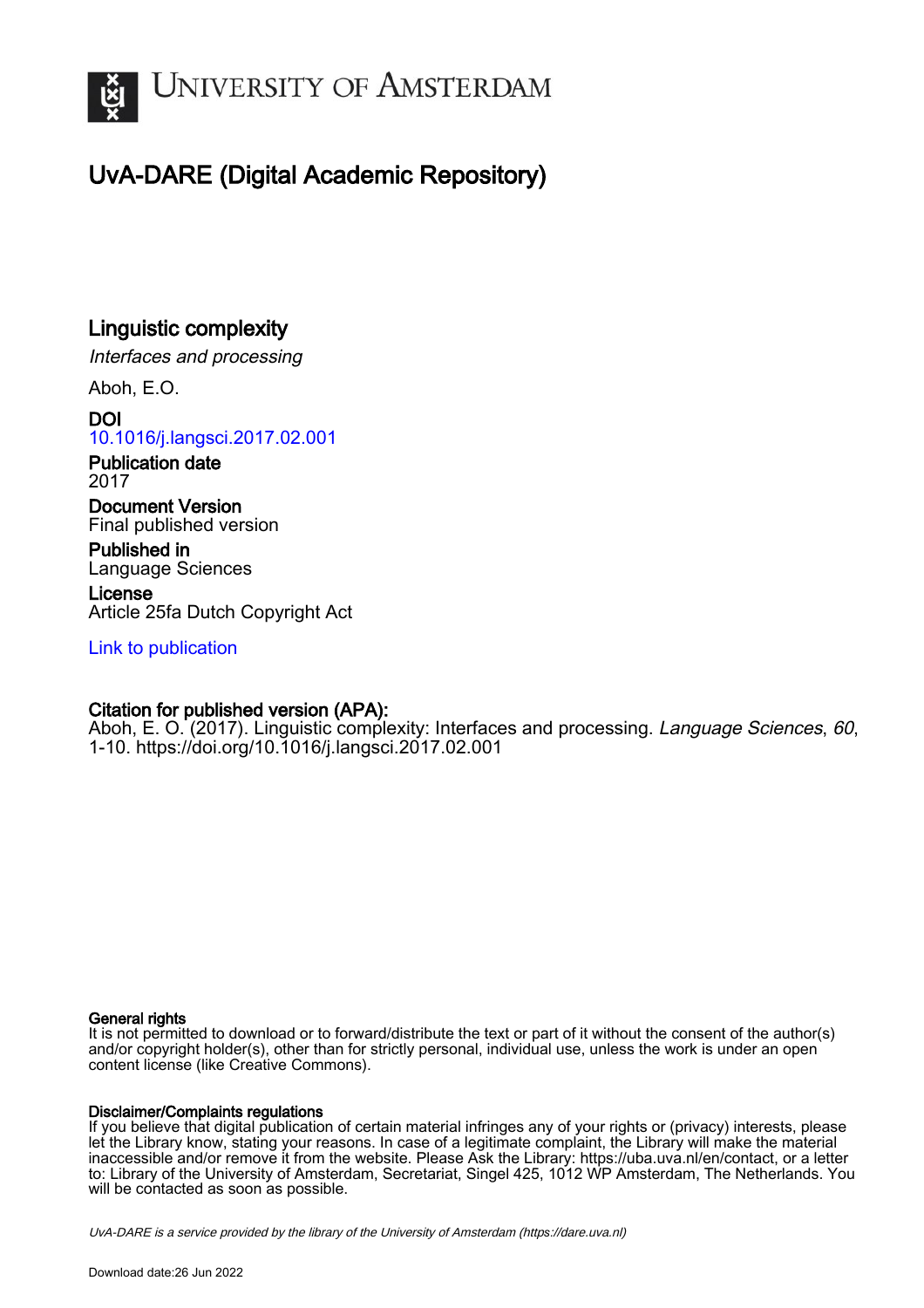# UvA-DARE (Digital Academic Repository)

## Linguistic complexity

*Interfaces and processing*

Aboh, E.O.

**DOI**
10.1016/j.langsci.2017.02.001

**Publication date**
2017

**Document Version**
Final published version

**Published in**
Language Sciences

**License**
Article 25fa Dutch Copyright Act

Link to publication

**Citation for published version (APA):**
Aboh, E. O. (2017). Linguistic complexity: Interfaces and processing. *Language Sciences*, *60*, 1-10. https://doi.org/10.1016/j.langsci.2017.02.001

**General rights**
It is not permitted to download or to forward/distribute the text or part of it without the consent of the author(s) and/or copyright holder(s), other than for strictly personal, individual use, unless the work is under an open content license (like Creative Commons).

**Disclaimer/Complaints regulations**
If you believe that digital publication of certain material infringes any of your rights or (privacy) interests, please let the Library know, stating your reasons. In case of a legitimate complaint, the Library will make the material inaccessible and/or remove it from the website. Please Ask the Library: https://uba.uva.nl/en/contact, or a letter to: Library of the University of Amsterdam, Secretariat, Singel 425, 1012 WP Amsterdam, The Netherlands. You will be contacted as soon as possible.

*UvA-DARE is a service provided by the library of the University of Amsterdam (https://dare.uva.nl)*

Download date:26 Jun 2022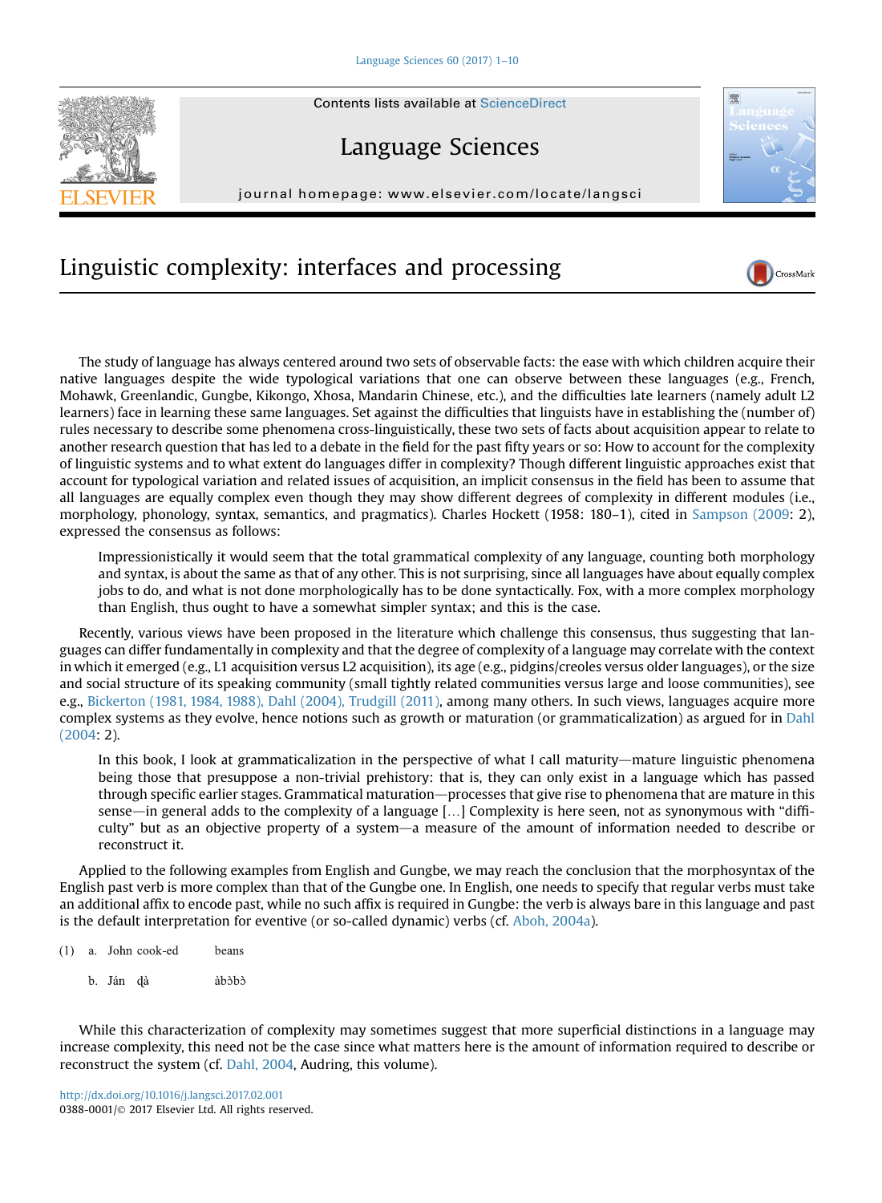# Linguistic complexity: interfaces and processing

The study of language has always centered around two sets of observable facts: the ease with which children acquire their native languages despite the wide typological variations that one can observe between these languages (e.g., French, Mohawk, Greenlandic, Gungbe, Kikongo, Xhosa, Mandarin Chinese, etc.), and the difficulties late learners (namely adult L2 learners) face in learning these same languages. Set against the difficulties that linguists have in establishing the (number of) rules necessary to describe some phenomena cross-linguistically, these two sets of facts about acquisition appear to relate to another research question that has led to a debate in the field for the past fifty years or so: How to account for the complexity of linguistic systems and to what extent do languages differ in complexity? Though different linguistic approaches exist that account for typological variation and related issues of acquisition, an implicit consensus in the field has been to assume that all languages are equally complex even though they may show different degrees of complexity in different modules (i.e., morphology, phonology, syntax, semantics, and pragmatics). Charles Hockett (1958: 180–1), cited in Sampson (2009: 2), expressed the consensus as follows:

> Impressionistically it would seem that the total grammatical complexity of any language, counting both morphology and syntax, is about the same as that of any other. This is not surprising, since all languages have about equally complex jobs to do, and what is not done morphologically has to be done syntactically. Fox, with a more complex morphology than English, thus ought to have a somewhat simpler syntax; and this is the case.

Recently, various views have been proposed in the literature which challenge this consensus, thus suggesting that languages can differ fundamentally in complexity and that the degree of complexity of a language may correlate with the context in which it emerged (e.g., L1 acquisition versus L2 acquisition), its age (e.g., pidgins/creoles versus older languages), or the size and social structure of its speaking community (small tightly related communities versus large and loose communities), see e.g., Bickerton (1981, 1984, 1988), Dahl (2004), Trudgill (2011), among many others. In such views, languages acquire more complex systems as they evolve, hence notions such as growth or maturation (or grammaticalization) as argued for in Dahl (2004: 2).

> In this book, I look at grammaticalization in the perspective of what I call maturity—mature linguistic phenomena being those that presuppose a non-trivial prehistory: that is, they can only exist in a language which has passed through specific earlier stages. Grammatical maturation—processes that give rise to phenomena that are mature in this sense—in general adds to the complexity of a language [...] Complexity is here seen, not as synonymous with "difficulty" but as an objective property of a system—a measure of the amount of information needed to describe or reconstruct it.

Applied to the following examples from English and Gungbe, we may reach the conclusion that the morphosyntax of the English past verb is more complex than that of the Gungbe one. In English, one needs to specify that regular verbs must take an additional affix to encode past, while no such affix is required in Gungbe: the verb is always bare in this language and past is the default interpretation for eventive (or so-called dynamic) verbs (cf. Aboh, 2004a).

(1) a. John cook-ed beans

b. Ján ɖà àbɔ̀bɔ̀

While this characterization of complexity may sometimes suggest that more superficial distinctions in a language may increase complexity, this need not be the case since what matters here is the amount of information required to describe or reconstruct the system (cf. Dahl, 2004, Audring, this volume).

http://dx.doi.org/10.1016/j.langsci.2017.02.001

0388-0001/© 2017 Elsevier Ltd. All rights reserved.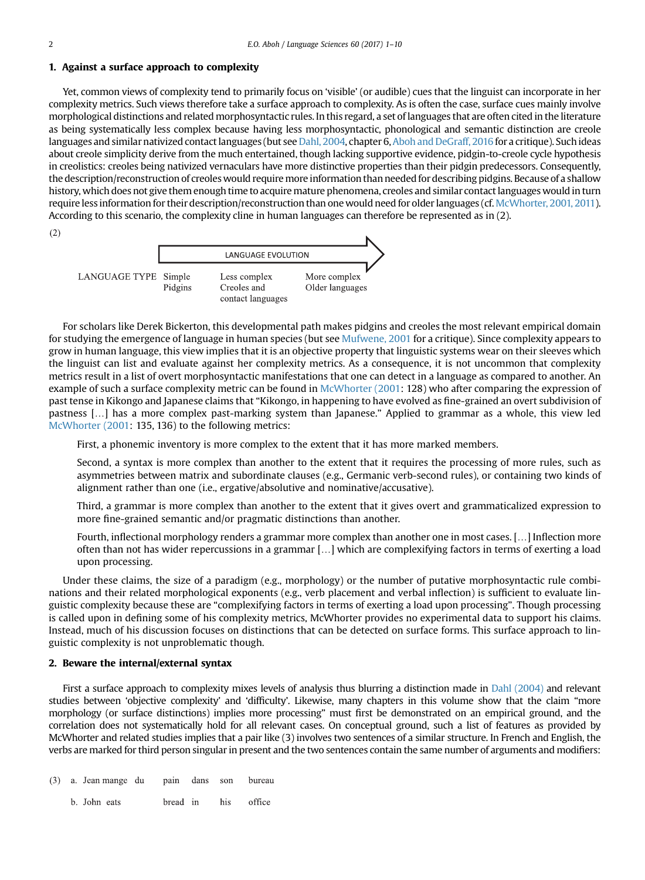## 1. Against a surface approach to complexity

Yet, common views of complexity tend to primarily focus on 'visible' (or audible) cues that the linguist can incorporate in her complexity metrics. Such views therefore take a surface approach to complexity. As is often the case, surface cues mainly involve morphological distinctions and related morphosyntactic rules. In this regard, a set of languages that are often cited in the literature as being systematically less complex because having less morphosyntactic, phonological and semantic distinction are creole languages and similar nativized contact languages (but see Dahl, 2004, chapter 6, Aboh and DeGraff, 2016 for a critique). Such ideas about creole simplicity derive from the much entertained, though lacking supportive evidence, pidgin-to-creole cycle hypothesis in creolistics: creoles being nativized vernaculars have more distinctive properties than their pidgin predecessors. Consequently, the description/reconstruction of creoles would require more information than needed for describing pidgins. Because of a shallow history, which does not give them enough time to acquire mature phenomena, creoles and similar contact languages would in turn require less information for their description/reconstruction than one would need for older languages (cf. McWhorter, 2001, 2011). According to this scenario, the complexity cline in human languages can therefore be represented as in (2).

(2)

LANGUAGE EVOLUTION →

| LANGUAGE TYPE | Simple Pidgins | Less complex Creoles and contact languages | More complex Older languages |
|---|---|---|---|

For scholars like Derek Bickerton, this developmental path makes pidgins and creoles the most relevant empirical domain for studying the emergence of language in human species (but see Mufwene, 2001 for a critique). Since complexity appears to grow in human language, this view implies that it is an objective property that linguistic systems wear on their sleeves which the linguist can list and evaluate against her complexity metrics. As a consequence, it is not uncommon that complexity metrics result in a list of overt morphosyntactic manifestations that one can detect in a language as compared to another. An example of such a surface complexity metric can be found in McWhorter (2001: 128) who after comparing the expression of past tense in Kikongo and Japanese claims that "Kikongo, in happening to have evolved as fine-grained an overt subdivision of pastness […] has a more complex past-marking system than Japanese." Applied to grammar as a whole, this view led McWhorter (2001: 135, 136) to the following metrics:

> First, a phonemic inventory is more complex to the extent that it has more marked members.
>
> Second, a syntax is more complex than another to the extent that it requires the processing of more rules, such as asymmetries between matrix and subordinate clauses (e.g., Germanic verb-second rules), or containing two kinds of alignment rather than one (i.e., ergative/absolutive and nominative/accusative).
>
> Third, a grammar is more complex than another to the extent that it gives overt and grammaticalized expression to more fine-grained semantic and/or pragmatic distinctions than another.
>
> Fourth, inflectional morphology renders a grammar more complex than another one in most cases. […] Inflection more often than not has wider repercussions in a grammar […] which are complexifying factors in terms of exerting a load upon processing.

Under these claims, the size of a paradigm (e.g., morphology) or the number of putative morphosyntactic rule combinations and their related morphological exponents (e.g., verb placement and verbal inflection) is sufficient to evaluate linguistic complexity because these are "complexifying factors in terms of exerting a load upon processing". Though processing is called upon in defining some of his complexity metrics, McWhorter provides no experimental data to support his claims. Instead, much of his discussion focuses on distinctions that can be detected on surface forms. This surface approach to linguistic complexity is not unproblematic though.

## 2. Beware the internal/external syntax

First a surface approach to complexity mixes levels of analysis thus blurring a distinction made in Dahl (2004) and relevant studies between 'objective complexity' and 'difficulty'. Likewise, many chapters in this volume show that the claim "more morphology (or surface distinctions) implies more processing" must first be demonstrated on an empirical ground, and the correlation does not systematically hold for all relevant cases. On conceptual ground, such a list of features as provided by McWhorter and related studies implies that a pair like (3) involves two sentences of a similar structure. In French and English, the verbs are marked for third person singular in present and the two sentences contain the same number of arguments and modifiers:

(3) a. Jean mange du pain dans son bureau

b. John eats bread in his office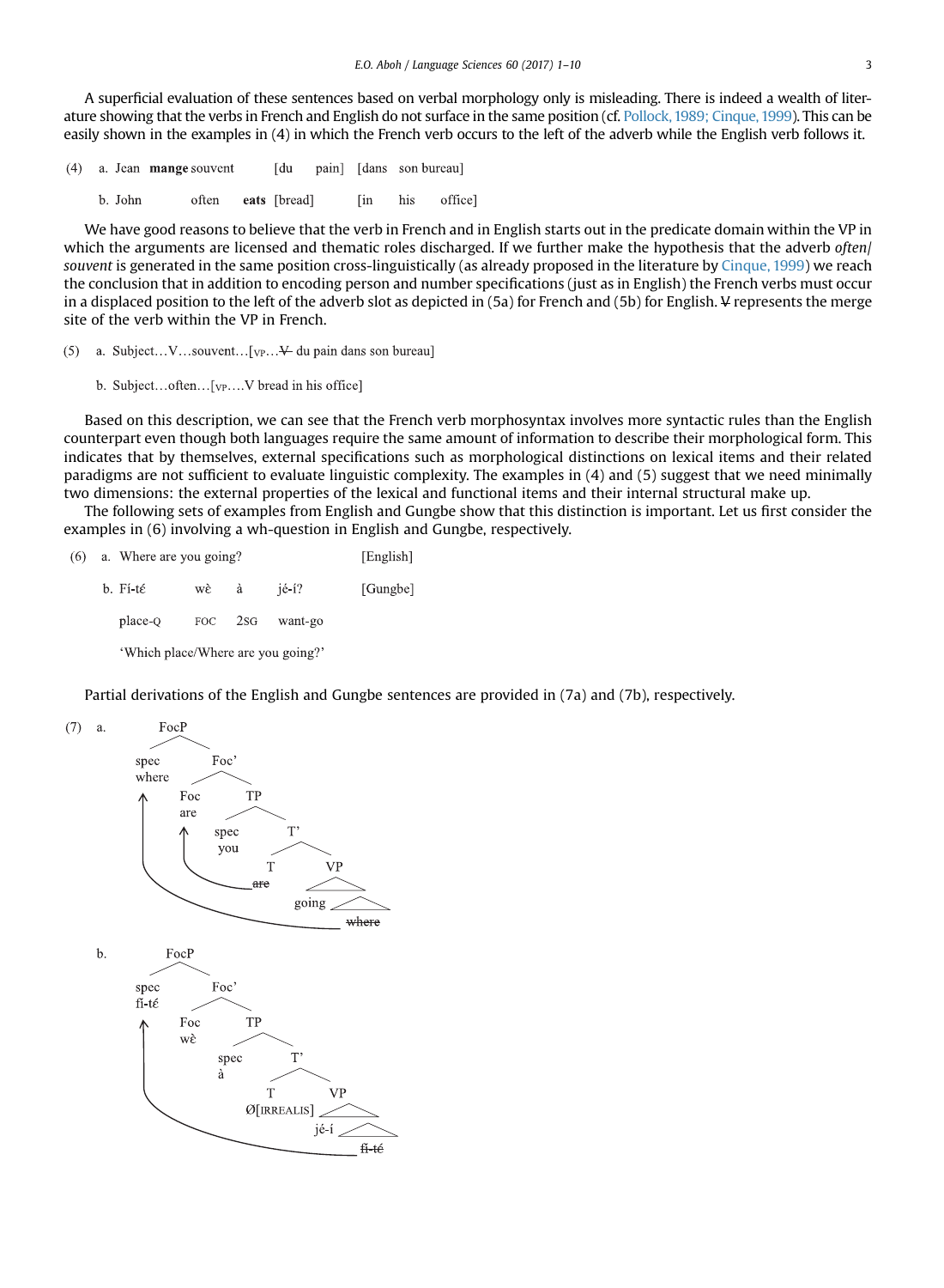A superficial evaluation of these sentences based on verbal morphology only is misleading. There is indeed a wealth of literature showing that the verbs in French and English do not surface in the same position (cf. Pollock, 1989; Cinque, 1999). This can be easily shown in the examples in (4) in which the French verb occurs to the left of the adverb while the English verb follows it.

(4) a. Jean **mange** souvent [du pain] [dans son bureau]

b. John often **eats** [bread] [in his office]

We have good reasons to believe that the verb in French and in English starts out in the predicate domain within the VP in which the arguments are licensed and thematic roles discharged. If we further make the hypothesis that the adverb *often/souvent* is generated in the same position cross-linguistically (as already proposed in the literature by Cinque, 1999) we reach the conclusion that in addition to encoding person and number specifications (just as in English) the French verbs must occur in a displaced position to the left of the adverb slot as depicted in (5a) for French and (5b) for English. ~~V~~ represents the merge site of the verb within the VP in French.

(5) a. Subject…V…souvent…[$_{VP}$…~~V~~ du pain dans son bureau]

b. Subject…often…[$_{VP}$….V bread in his office]

Based on this description, we can see that the French verb morphosyntax involves more syntactic rules than the English counterpart even though both languages require the same amount of information to describe their morphological form. This indicates that by themselves, external specifications such as morphological distinctions on lexical items and their related paradigms are not sufficient to evaluate linguistic complexity. The examples in (4) and (5) suggest that we need minimally two dimensions: the external properties of the lexical and functional items and their internal structural make up.

The following sets of examples from English and Gungbe show that this distinction is important. Let us first consider the examples in (6) involving a wh-question in English and Gungbe, respectively.

(6) a. Where are you going? [English]

b. Fí-té wὲ à jé-í? [Gungbe]

place-Q FOC 2SG want-go

'Which place/Where are you going?'

Partial derivations of the English and Gungbe sentences are provided in (7a) and (7b), respectively.

(7) a. [$_{FocP}$ [spec where] [$_{Foc'}$ [Foc are] [$_{TP}$ [spec you] [$_{T'}$ [T ~~are~~] [$_{VP}$ going ~~where~~]]]]]

(where moves from the VP to spec-FocP; are moves from T to Foc)

b. [$_{FocP}$ [spec fí-té] [$_{Foc'}$ [Foc wὲ] [$_{TP}$ [spec à] [$_{T'}$ [T Ø[IRREALIS]] [$_{VP}$ jé-í ~~fí-té~~]]]]]

(fí-té moves from the VP to spec-FocP)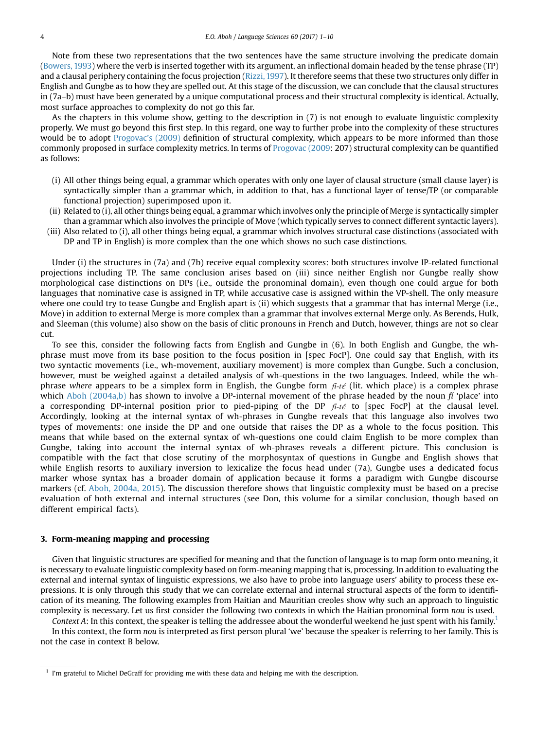Note from these two representations that the two sentences have the same structure involving the predicate domain (Bowers, 1993) where the verb is inserted together with its argument, an inflectional domain headed by the tense phrase (TP) and a clausal periphery containing the focus projection (Rizzi, 1997). It therefore seems that these two structures only differ in English and Gungbe as to how they are spelled out. At this stage of the discussion, we can conclude that the clausal structures in (7a–b) must have been generated by a unique computational process and their structural complexity is identical. Actually, most surface approaches to complexity do not go this far.

As the chapters in this volume show, getting to the description in (7) is not enough to evaluate linguistic complexity properly. We must go beyond this first step. In this regard, one way to further probe into the complexity of these structures would be to adopt Progovac's (2009) definition of structural complexity, which appears to be more informed than those commonly proposed in surface complexity metrics. In terms of Progovac (2009: 207) structural complexity can be quantified as follows:

(i) All other things being equal, a grammar which operates with only one layer of clausal structure (small clause layer) is syntactically simpler than a grammar which, in addition to that, has a functional layer of tense/TP (or comparable functional projection) superimposed upon it.
(ii) Related to (i), all other things being equal, a grammar which involves only the principle of Merge is syntactically simpler than a grammar which also involves the principle of Move (which typically serves to connect different syntactic layers).
(iii) Also related to (i), all other things being equal, a grammar which involves structural case distinctions (associated with DP and TP in English) is more complex than the one which shows no such case distinctions.

Under (i) the structures in (7a) and (7b) receive equal complexity scores: both structures involve IP-related functional projections including TP. The same conclusion arises based on (iii) since neither English nor Gungbe really show morphological case distinctions on DPs (i.e., outside the pronominal domain), even though one could argue for both languages that nominative case is assigned in TP, while accusative case is assigned within the VP-shell. The only measure where one could try to tease Gungbe and English apart is (ii) which suggests that a grammar that has internal Merge (i.e., Move) in addition to external Merge is more complex than a grammar that involves external Merge only. As Berends, Hulk, and Sleeman (this volume) also show on the basis of clitic pronouns in French and Dutch, however, things are not so clear cut.

To see this, consider the following facts from English and Gungbe in (6). In both English and Gungbe, the wh-phrase must move from its base position to the focus position in [spec FocP]. One could say that English, with its two syntactic movements (i.e., wh-movement, auxiliary movement) is more complex than Gungbe. Such a conclusion, however, must be weighed against a detailed analysis of wh-questions in the two languages. Indeed, while the wh-phrase *where* appears to be a simplex form in English, the Gungbe form *fí-tɛ́* (lit. which place) is a complex phrase which Aboh (2004a,b) has shown to involve a DP-internal movement of the phrase headed by the noun *fí* 'place' into a corresponding DP-internal position prior to pied-piping of the DP *fí-tɛ́* to [spec FocP] at the clausal level. Accordingly, looking at the internal syntax of wh-phrases in Gungbe reveals that this language also involves two types of movements: one inside the DP and one outside that raises the DP as a whole to the focus position. This means that while based on the external syntax of wh-questions one could claim English to be more complex than Gungbe, taking into account the internal syntax of wh-phrases reveals a different picture. This conclusion is compatible with the fact that close scrutiny of the morphosyntax of questions in Gungbe and English shows that while English resorts to auxiliary inversion to lexicalize the focus head under (7a), Gungbe uses a dedicated focus marker whose syntax has a broader domain of application because it forms a paradigm with Gungbe discourse markers (cf. Aboh, 2004a, 2015). The discussion therefore shows that linguistic complexity must be based on a precise evaluation of both external and internal structures (see Don, this volume for a similar conclusion, though based on different empirical facts).

## 3. Form-meaning mapping and processing

Given that linguistic structures are specified for meaning and that the function of language is to map form onto meaning, it is necessary to evaluate linguistic complexity based on form-meaning mapping that is, processing. In addition to evaluating the external and internal syntax of linguistic expressions, we also have to probe into language users' ability to process these expressions. It is only through this study that we can correlate external and internal structural aspects of the form to identification of its meaning. The following examples from Haitian and Mauritian creoles show why such an approach to linguistic complexity is necessary. Let us first consider the following two contexts in which the Haitian pronominal form *nou* is used.

*Context A*: In this context, the speaker is telling the addressee about the wonderful weekend he just spent with his family.[1]

In this context, the form *nou* is interpreted as first person plural 'we' because the speaker is referring to her family. This is not the case in context B below.

[1] I'm grateful to Michel DeGraff for providing me with these data and helping me with the description.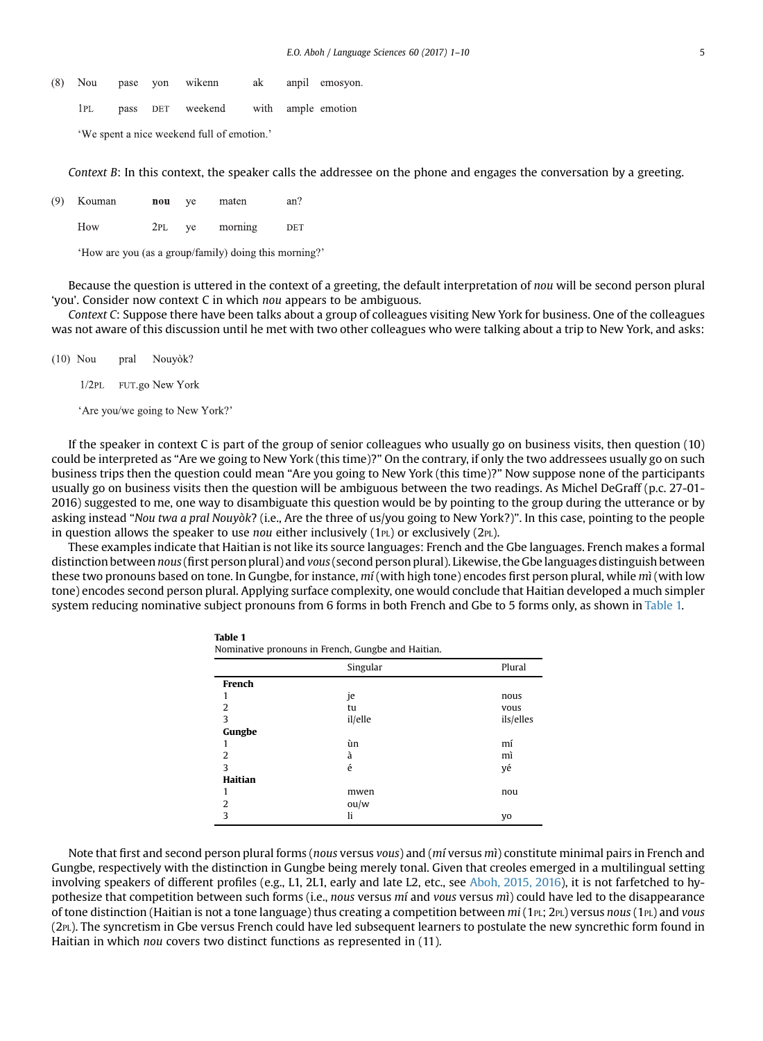(8) Nou pase yon wikenn ak anpil emosyon.

1PL pass DET weekend with ample emotion

'We spent a nice weekend full of emotion.'

*Context B*: In this context, the speaker calls the addressee on the phone and engages the conversation by a greeting.

(9) Kouman **nou** ye maten an?

How 2PL ye morning DET

'How are you (as a group/family) doing this morning?'

Because the question is uttered in the context of a greeting, the default interpretation of *nou* will be second person plural 'you'. Consider now context C in which *nou* appears to be ambiguous.

*Context C*: Suppose there have been talks about a group of colleagues visiting New York for business. One of the colleagues was not aware of this discussion until he met with two other colleagues who were talking about a trip to New York, and asks:

(10) Nou pral Nouyòk?

1/2PL FUT.go New York

'Are you/we going to New York?'

If the speaker in context C is part of the group of senior colleagues who usually go on business visits, then question (10) could be interpreted as "Are we going to New York (this time)?" On the contrary, if only the two addressees usually go on such business trips then the question could mean "Are you going to New York (this time)?" Now suppose none of the participants usually go on business visits then the question will be ambiguous between the two readings. As Michel DeGraff (p.c. 27-01-2016) suggested to me, one way to disambiguate this question would be by pointing to the group during the utterance or by asking instead "*Nou twa a pral Nouyòk*? (i.e., Are the three of us/you going to New York?)". In this case, pointing to the people in question allows the speaker to use *nou* either inclusively (1PL) or exclusively (2PL).

These examples indicate that Haitian is not like its source languages: French and the Gbe languages. French makes a formal distinction between *nous* (first person plural) and *vous* (second person plural). Likewise, the Gbe languages distinguish between these two pronouns based on tone. In Gungbe, for instance, *mí* (with high tone) encodes first person plural, while *mì* (with low tone) encodes second person plural. Applying surface complexity, one would conclude that Haitian developed a much simpler system reducing nominative subject pronouns from 6 forms in both French and Gbe to 5 forms only, as shown in Table 1.

**Table 1**
Nominative pronouns in French, Gungbe and Haitian.

| | Singular | Plural |
|---|---|---|
| **French** | | |
| 1 | je | nous |
| 2 | tu | vous |
| 3 | il/elle | ils/elles |
| **Gungbe** | | |
| 1 | ùn | mí |
| 2 | à | mì |
| 3 | é | yé |
| **Haitian** | | |
| 1 | mwen | nou |
| 2 | ou/w | |
| 3 | li | yo |

Note that first and second person plural forms (*nous* versus *vous*) and (*mí* versus *mì*) constitute minimal pairs in French and Gungbe, respectively with the distinction in Gungbe being merely tonal. Given that creoles emerged in a multilingual setting involving speakers of different profiles (e.g., L1, 2L1, early and late L2, etc., see Aboh, 2015, 2016), it is not farfetched to hypothesize that competition between such forms (i.e., *nous* versus *mí* and *vous* versus *mì*) could have led to the disappearance of tone distinction (Haitian is not a tone language) thus creating a competition between *mi* (1PL; 2PL) versus *nous* (1PL) and *vous* (2PL). The syncretism in Gbe versus French could have led subsequent learners to postulate the new syncrethic form found in Haitian in which *nou* covers two distinct functions as represented in (11).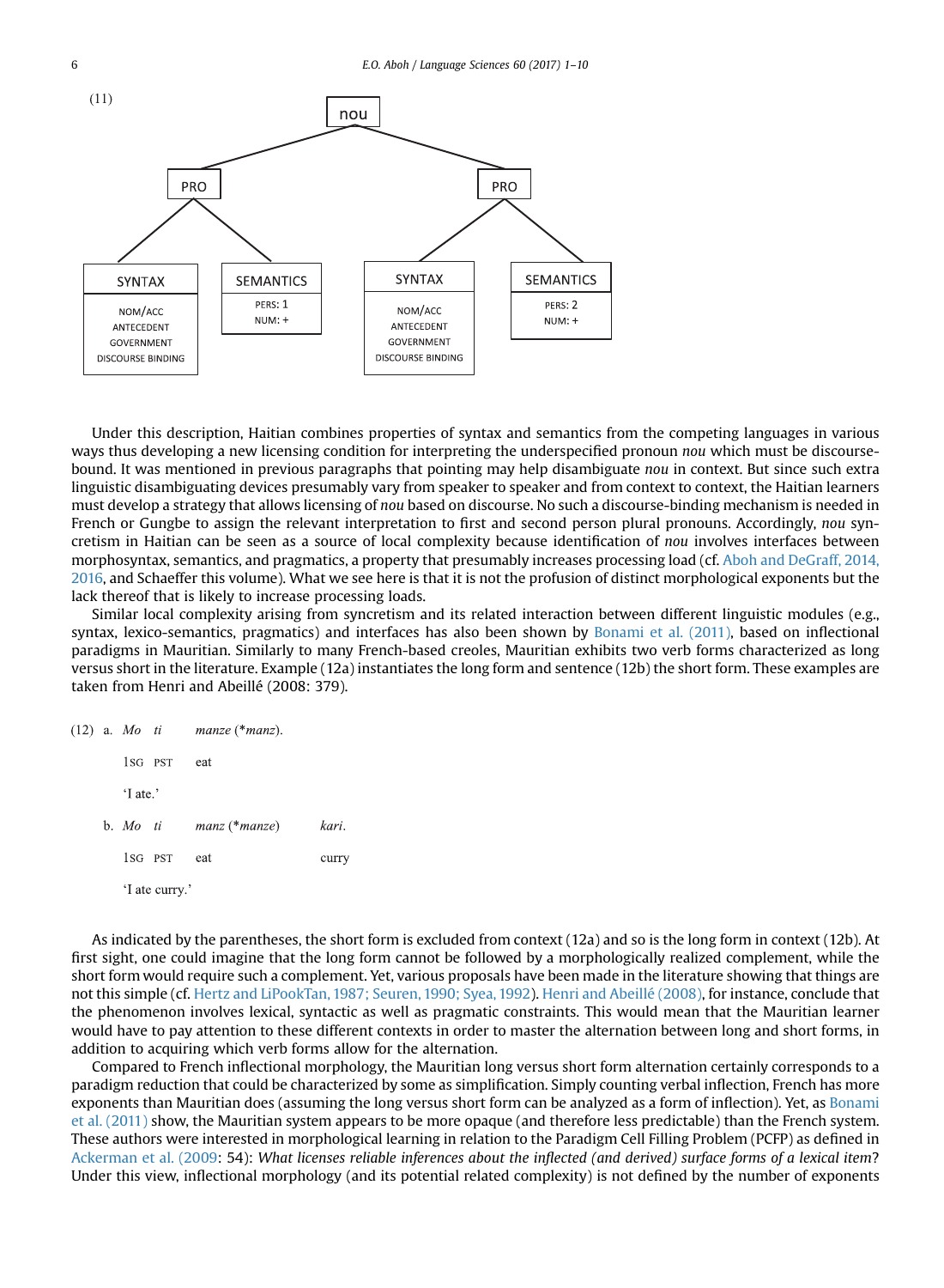(11)

```
                              nou
                 ┌─────────────┴─────────────┐
                PRO                         PRO
          ┌──────┴──────┐             ┌──────┴──────┐
       SYNTAX       SEMANTICS      SYNTAX       SEMANTICS
       NOM/ACC      PERS: 1        NOM/ACC      PERS: 2
       ANTECEDENT   NUM: +         ANTECEDENT   NUM: +
       GOVERNMENT                  GOVERNMENT
       DISCOURSE BINDING           DISCOURSE BINDING
```

Under this description, Haitian combines properties of syntax and semantics from the competing languages in various ways thus developing a new licensing condition for interpreting the underspecified pronoun *nou* which must be discourse-bound. It was mentioned in previous paragraphs that pointing may help disambiguate *nou* in context. But since such extra linguistic disambiguating devices presumably vary from speaker to speaker and from context to context, the Haitian learners must develop a strategy that allows licensing of *nou* based on discourse. No such a discourse-binding mechanism is needed in French or Gungbe to assign the relevant interpretation to first and second person plural pronouns. Accordingly, *nou* syncretism in Haitian can be seen as a source of local complexity because identification of *nou* involves interfaces between morphosyntax, semantics, and pragmatics, a property that presumably increases processing load (cf. Aboh and DeGraff, 2014, 2016, and Schaeffer this volume). What we see here is that it is not the profusion of distinct morphological exponents but the lack thereof that is likely to increase processing loads.

Similar local complexity arising from syncretism and its related interaction between different linguistic modules (e.g., syntax, lexico-semantics, pragmatics) and interfaces has also been shown by Bonami et al. (2011), based on inflectional paradigms in Mauritian. Similarly to many French-based creoles, Mauritian exhibits two verb forms characterized as long versus short in the literature. Example (12a) instantiates the long form and sentence (12b) the short form. These examples are taken from Henri and Abeillé (2008: 379).

(12) a. *Mo* *ti* *manze* (*\*manz*).
1SG PST eat
'I ate.'

b. *Mo* *ti* *manz* (*\*manze*) *kari*.
1SG PST eat curry
'I ate curry.'

As indicated by the parentheses, the short form is excluded from context (12a) and so is the long form in context (12b). At first sight, one could imagine that the long form cannot be followed by a morphologically realized complement, while the short form would require such a complement. Yet, various proposals have been made in the literature showing that things are not this simple (cf. Hertz and LiPookTan, 1987; Seuren, 1990; Syea, 1992). Henri and Abeillé (2008), for instance, conclude that the phenomenon involves lexical, syntactic as well as pragmatic constraints. This would mean that the Mauritian learner would have to pay attention to these different contexts in order to master the alternation between long and short forms, in addition to acquiring which verb forms allow for the alternation.

Compared to French inflectional morphology, the Mauritian long versus short form alternation certainly corresponds to a paradigm reduction that could be characterized by some as simplification. Simply counting verbal inflection, French has more exponents than Mauritian does (assuming the long versus short form can be analyzed as a form of inflection). Yet, as Bonami et al. (2011) show, the Mauritian system appears to be more opaque (and therefore less predictable) than the French system. These authors were interested in morphological learning in relation to the Paradigm Cell Filling Problem (PCFP) as defined in Ackerman et al. (2009: 54): *What licenses reliable inferences about the inflected (and derived) surface forms of a lexical item?* Under this view, inflectional morphology (and its potential related complexity) is not defined by the number of exponents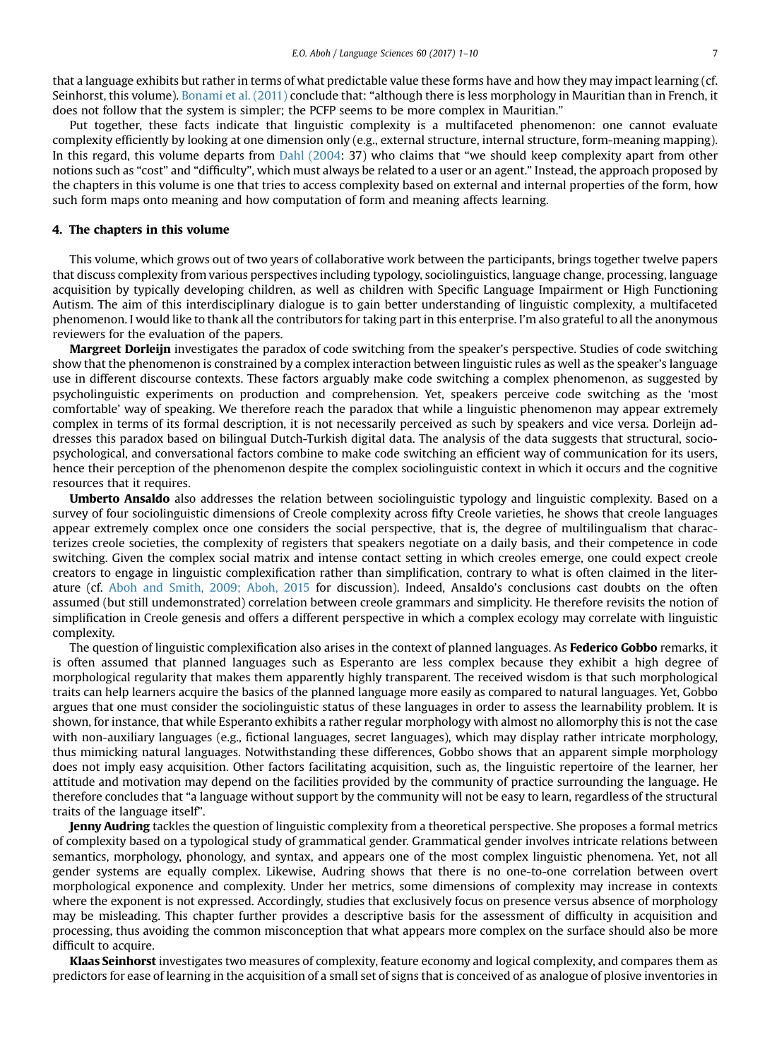that a language exhibits but rather in terms of what predictable value these forms have and how they may impact learning (cf. Seinhorst, this volume). Bonami et al. (2011) conclude that: "although there is less morphology in Mauritian than in French, it does not follow that the system is simpler; the PCFP seems to be more complex in Mauritian."

Put together, these facts indicate that linguistic complexity is a multifaceted phenomenon: one cannot evaluate complexity efficiently by looking at one dimension only (e.g., external structure, internal structure, form-meaning mapping). In this regard, this volume departs from Dahl (2004: 37) who claims that "we should keep complexity apart from other notions such as "cost" and "difficulty", which must always be related to a user or an agent." Instead, the approach proposed by the chapters in this volume is one that tries to access complexity based on external and internal properties of the form, how such form maps onto meaning and how computation of form and meaning affects learning.

## 4. The chapters in this volume

This volume, which grows out of two years of collaborative work between the participants, brings together twelve papers that discuss complexity from various perspectives including typology, sociolinguistics, language change, processing, language acquisition by typically developing children, as well as children with Specific Language Impairment or High Functioning Autism. The aim of this interdisciplinary dialogue is to gain better understanding of linguistic complexity, a multifaceted phenomenon. I would like to thank all the contributors for taking part in this enterprise. I'm also grateful to all the anonymous reviewers for the evaluation of the papers.

**Margreet Dorleijn** investigates the paradox of code switching from the speaker's perspective. Studies of code switching show that the phenomenon is constrained by a complex interaction between linguistic rules as well as the speaker's language use in different discourse contexts. These factors arguably make code switching a complex phenomenon, as suggested by psycholinguistic experiments on production and comprehension. Yet, speakers perceive code switching as the 'most comfortable' way of speaking. We therefore reach the paradox that while a linguistic phenomenon may appear extremely complex in terms of its formal description, it is not necessarily perceived as such by speakers and vice versa. Dorleijn addresses this paradox based on bilingual Dutch-Turkish digital data. The analysis of the data suggests that structural, socio-psychological, and conversational factors combine to make code switching an efficient way of communication for its users, hence their perception of the phenomenon despite the complex sociolinguistic context in which it occurs and the cognitive resources that it requires.

**Umberto Ansaldo** also addresses the relation between sociolinguistic typology and linguistic complexity. Based on a survey of four sociolinguistic dimensions of Creole complexity across fifty Creole varieties, he shows that creole languages appear extremely complex once one considers the social perspective, that is, the degree of multilingualism that characterizes creole societies, the complexity of registers that speakers negotiate on a daily basis, and their competence in code switching. Given the complex social matrix and intense contact setting in which creoles emerge, one could expect creole creators to engage in linguistic complexification rather than simplification, contrary to what is often claimed in the literature (cf. Aboh and Smith, 2009; Aboh, 2015 for discussion). Indeed, Ansaldo's conclusions cast doubts on the often assumed (but still undemonstrated) correlation between creole grammars and simplicity. He therefore revisits the notion of simplification in Creole genesis and offers a different perspective in which a complex ecology may correlate with linguistic complexity.

The question of linguistic complexification also arises in the context of planned languages. As **Federico Gobbo** remarks, it is often assumed that planned languages such as Esperanto are less complex because they exhibit a high degree of morphological regularity that makes them apparently highly transparent. The received wisdom is that such morphological traits can help learners acquire the basics of the planned language more easily as compared to natural languages. Yet, Gobbo argues that one must consider the sociolinguistic status of these languages in order to assess the learnability problem. It is shown, for instance, that while Esperanto exhibits a rather regular morphology with almost no allomorphy this is not the case with non-auxiliary languages (e.g., fictional languages, secret languages), which may display rather intricate morphology, thus mimicking natural languages. Notwithstanding these differences, Gobbo shows that an apparent simple morphology does not imply easy acquisition. Other factors facilitating acquisition, such as, the linguistic repertoire of the learner, her attitude and motivation may depend on the facilities provided by the community of practice surrounding the language. He therefore concludes that "a language without support by the community will not be easy to learn, regardless of the structural traits of the language itself".

**Jenny Audring** tackles the question of linguistic complexity from a theoretical perspective. She proposes a formal metrics of complexity based on a typological study of grammatical gender. Grammatical gender involves intricate relations between semantics, morphology, phonology, and syntax, and appears one of the most complex linguistic phenomena. Yet, not all gender systems are equally complex. Likewise, Audring shows that there is no one-to-one correlation between overt morphological exponence and complexity. Under her metrics, some dimensions of complexity may increase in contexts where the exponent is not expressed. Accordingly, studies that exclusively focus on presence versus absence of morphology may be misleading. This chapter further provides a descriptive basis for the assessment of difficulty in acquisition and processing, thus avoiding the common misconception that what appears more complex on the surface should also be more difficult to acquire.

**Klaas Seinhorst** investigates two measures of complexity, feature economy and logical complexity, and compares them as predictors for ease of learning in the acquisition of a small set of signs that is conceived of as analogue of plosive inventories in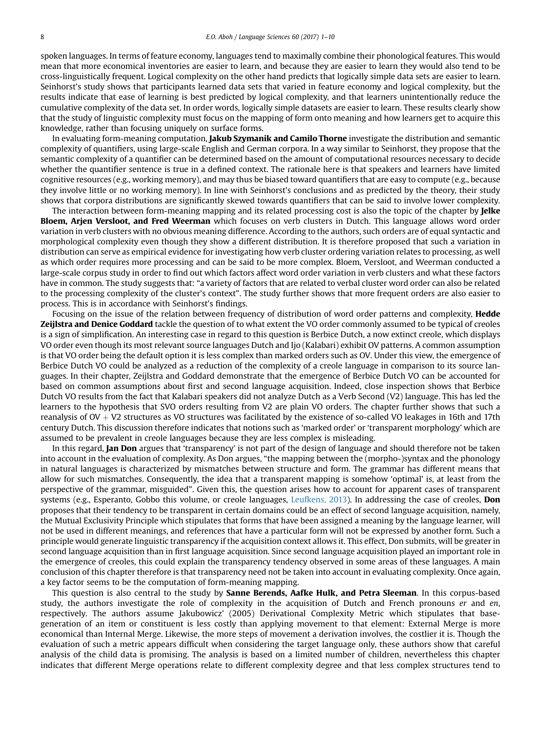spoken languages. In terms of feature economy, languages tend to maximally combine their phonological features. This would mean that more economical inventories are easier to learn, and because they are easier to learn they would also tend to be cross-linguistically frequent. Logical complexity on the other hand predicts that logically simple data sets are easier to learn. Seinhorst's study shows that participants learned data sets that varied in feature economy and logical complexity, but the results indicate that ease of learning is best predicted by logical complexity, and that learners unintentionally reduce the cumulative complexity of the data set. In order words, logically simple datasets are easier to learn. These results clearly show that the study of linguistic complexity must focus on the mapping of form onto meaning and how learners get to acquire this knowledge, rather than focusing uniquely on surface forms.

In evaluating form-meaning computation, **Jakub Szymanik and Camilo Thorne** investigate the distribution and semantic complexity of quantifiers, using large-scale English and German corpora. In a way similar to Seinhorst, they propose that the semantic complexity of a quantifier can be determined based on the amount of computational resources necessary to decide whether the quantifier sentence is true in a defined context. The rationale here is that speakers and learners have limited cognitive resources (e.g., working memory), and may thus be biased toward quantifiers that are easy to compute (e.g., because they involve little or no working memory). In line with Seinhorst's conclusions and as predicted by the theory, their study shows that corpora distributions are significantly skewed towards quantifiers that can be said to involve lower complexity.

The interaction between form-meaning mapping and its related processing cost is also the topic of the chapter by **Jelke Bloem, Arjen Versloot, and Fred Weerman** which focuses on verb clusters in Dutch. This language allows word order variation in verb clusters with no obvious meaning difference. According to the authors, such orders are of equal syntactic and morphological complexity even though they show a different distribution. It is therefore proposed that such a variation in distribution can serve as empirical evidence for investigating how verb cluster ordering variation relates to processing, as well as which order requires more processing and can be said to be more complex. Bloem, Versloot, and Weerman conducted a large-scale corpus study in order to find out which factors affect word order variation in verb clusters and what these factors have in common. The study suggests that: "a variety of factors that are related to verbal cluster word order can also be related to the processing complexity of the cluster's context". The study further shows that more frequent orders are also easier to process. This is in accordance with Seinhorst's findings.

Focusing on the issue of the relation between frequency of distribution of word order patterns and complexity, **Hedde Zeijlstra and Denice Goddard** tackle the question of to what extent the VO order commonly assumed to be typical of creoles is a sign of simplification. An interesting case in regard to this question is Berbice Dutch, a now extinct creole, which displays VO order even though its most relevant source languages Dutch and Ijo (Kalabari) exhibit OV patterns. A common assumption is that VO order being the default option it is less complex than marked orders such as OV. Under this view, the emergence of Berbice Dutch VO could be analyzed as a reduction of the complexity of a creole language in comparison to its source languages. In their chapter, Zeijlstra and Goddard demonstrate that the emergence of Berbice Dutch VO can be accounted for based on common assumptions about first and second language acquisition. Indeed, close inspection shows that Berbice Dutch VO results from the fact that Kalabari speakers did not analyze Dutch as a Verb Second (V2) language. This has led the learners to the hypothesis that SVO orders resulting from V2 are plain VO orders. The chapter further shows that such a reanalysis of OV + V2 structures as VO structures was facilitated by the existence of so-called VO leakages in 16th and 17th century Dutch. This discussion therefore indicates that notions such as 'marked order' or 'transparent morphology' which are assumed to be prevalent in creole languages because they are less complex is misleading.

In this regard, **Jan Don** argues that 'transparency' is not part of the design of language and should therefore not be taken into account in the evaluation of complexity. As Don argues, "the mapping between the (morpho-)syntax and the phonology in natural languages is characterized by mismatches between structure and form. The grammar has different means that allow for such mismatches. Consequently, the idea that a transparent mapping is somehow 'optimal' is, at least from the perspective of the grammar, misguided". Given this, the question arises how to account for apparent cases of transparent systems (e.g., Esperanto, Gobbo this volume, or creole languages, Leufkens, 2013). In addressing the case of creoles, **Don** proposes that their tendency to be transparent in certain domains could be an effect of second language acquisition, namely, the Mutual Exclusivity Principle which stipulates that forms that have been assigned a meaning by the language learner, will not be used in different meanings, and references that have a particular form will not be expressed by another form. Such a principle would generate linguistic transparency if the acquisition context allows it. This effect, Don submits, will be greater in second language acquisition than in first language acquisition. Since second language acquisition played an important role in the emergence of creoles, this could explain the transparency tendency observed in some areas of these languages. A main conclusion of this chapter therefore is that transparency need not be taken into account in evaluating complexity. Once again, a key factor seems to be the computation of form-meaning mapping.

This question is also central to the study by **Sanne Berends, Aafke Hulk, and Petra Sleeman**. In this corpus-based study, the authors investigate the role of complexity in the acquisition of Dutch and French pronouns *er* and *en*, respectively. The authors assume Jakubowicz' (2005) Derivational Complexity Metric which stipulates that base-generation of an item or constituent is less costly than applying movement to that element: External Merge is more economical than Internal Merge. Likewise, the more steps of movement a derivation involves, the costlier it is. Though the evaluation of such a metric appears difficult when considering the target language only, these authors show that careful analysis of the child data is promising. The analysis is based on a limited number of children, nevertheless this chapter indicates that different Merge operations relate to different complexity degree and that less complex structures tend to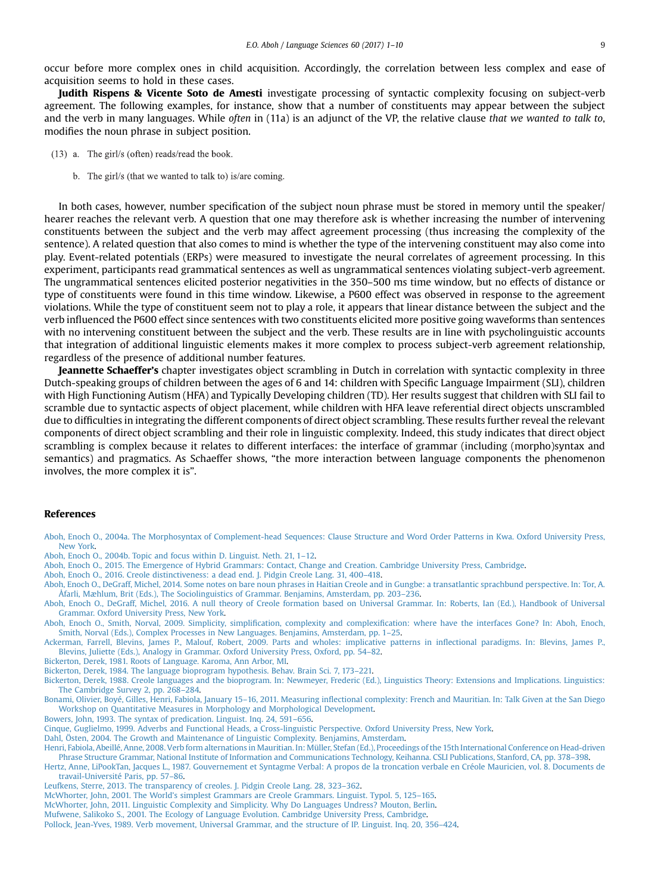occur before more complex ones in child acquisition. Accordingly, the correlation between less complex and ease of acquisition seems to hold in these cases.

**Judith Rispens & Vicente Soto de Amesti** investigate processing of syntactic complexity focusing on subject-verb agreement. The following examples, for instance, show that a number of constituents may appear between the subject and the verb in many languages. While *often* in (11a) is an adjunct of the VP, the relative clause *that we wanted to talk to*, modifies the noun phrase in subject position.

(13) a. The girl/s (often) reads/read the book.

b. The girl/s (that we wanted to talk to) is/are coming.

In both cases, however, number specification of the subject noun phrase must be stored in memory until the speaker/hearer reaches the relevant verb. A question that one may therefore ask is whether increasing the number of intervening constituents between the subject and the verb may affect agreement processing (thus increasing the complexity of the sentence). A related question that also comes to mind is whether the type of the intervening constituent may also come into play. Event-related potentials (ERPs) were measured to investigate the neural correlates of agreement processing. In this experiment, participants read grammatical sentences as well as ungrammatical sentences violating subject-verb agreement. The ungrammatical sentences elicited posterior negativities in the 350–500 ms time window, but no effects of distance or type of constituents were found in this time window. Likewise, a P600 effect was observed in response to the agreement violations. While the type of constituent seem not to play a role, it appears that linear distance between the subject and the verb influenced the P600 effect since sentences with two constituents elicited more positive going waveforms than sentences with no intervening constituent between the subject and the verb. These results are in line with psycholinguistic accounts that integration of additional linguistic elements makes it more complex to process subject-verb agreement relationship, regardless of the presence of additional number features.

**Jeannette Schaeffer's** chapter investigates object scrambling in Dutch in correlation with syntactic complexity in three Dutch-speaking groups of children between the ages of 6 and 14: children with Specific Language Impairment (SLI), children with High Functioning Autism (HFA) and Typically Developing children (TD). Her results suggest that children with SLI fail to scramble due to syntactic aspects of object placement, while children with HFA leave referential direct objects unscrambled due to difficulties in integrating the different components of direct object scrambling. These results further reveal the relevant components of direct object scrambling and their role in linguistic complexity. Indeed, this study indicates that direct object scrambling is complex because it relates to different interfaces: the interface of grammar (including (morpho)syntax and semantics) and pragmatics. As Schaeffer shows, "the more interaction between language components the phenomenon involves, the more complex it is".

## References

Aboh, Enoch O., 2004a. The Morphosyntax of Complement-head Sequences: Clause Structure and Word Order Patterns in Kwa. Oxford University Press, New York.

Aboh, Enoch O., 2004b. Topic and focus within D. Linguist. Neth. 21, 1–12.

Aboh, Enoch O., 2015. The Emergence of Hybrid Grammars: Contact, Change and Creation. Cambridge University Press, Cambridge.

Aboh, Enoch O., 2016. Creole distinctiveness: a dead end. J. Pidgin Creole Lang. 31, 400–418.

Aboh, Enoch O., DeGraff, Michel, 2014. Some notes on bare noun phrases in Haitian Creole and in Gungbe: a transatlantic sprachbund perspective. In: Tor, A. Åfarli, Mæhlum, Brit (Eds.), The Sociolinguistics of Grammar. Benjamins, Amsterdam, pp. 203–236.

Aboh, Enoch O., DeGraff, Michel, 2016. A null theory of Creole formation based on Universal Grammar. In: Roberts, Ian (Ed.), Handbook of Universal Grammar. Oxford University Press, New York.

Aboh, Enoch O., Smith, Norval, 2009. Simplicity, simplification, complexity and complexification: where have the interfaces Gone? In: Aboh, Enoch, Smith, Norval (Eds.), Complex Processes in New Languages. Benjamins, Amsterdam, pp. 1–25.

Ackerman, Farrell, Blevins, James P., Malouf, Robert, 2009. Parts and wholes: implicative patterns in inflectional paradigms. In: Blevins, James P., Blevins, Juliette (Eds.), Analogy in Grammar. Oxford University Press, Oxford, pp. 54–82.

Bickerton, Derek, 1981. Roots of Language. Karoma, Ann Arbor, MI.

Bickerton, Derek, 1984. The language bioprogram hypothesis. Behav. Brain Sci. 7, 173–221.

Bickerton, Derek, 1988. Creole languages and the bioprogram. In: Newmeyer, Frederic (Ed.), Linguistics Theory: Extensions and Implications. Linguistics: The Cambridge Survey 2, pp. 268–284.

Bonami, Olivier, Boyé, Gilles, Henri, Fabiola, January 15–16, 2011. Measuring inflectional complexity: French and Mauritian. In: Talk Given at the San Diego Workshop on Quantitative Measures in Morphology and Morphological Development.

Bowers, John, 1993. The syntax of predication. Linguist. Inq. 24, 591–656.

Cinque, Guglielmo, 1999. Adverbs and Functional Heads, a Cross-linguistic Perspective. Oxford University Press, New York.

Dahl, Östen, 2004. The Growth and Maintenance of Linguistic Complexity. Benjamins, Amsterdam.

Henri, Fabiola, Abeillé, Anne, 2008. Verb form alternations in Mauritian. In: Müller, Stefan (Ed.), Proceedings of the 15th International Conference on Head-driven Phrase Structure Grammar, National Institute of Information and Communications Technology, Keihanna. CSLI Publications, Stanford, CA, pp. 378–398.

Hertz, Anne, LiPookTan, Jacques L., 1987. Gouvernement et Syntagme Verbal: A propos de la troncation verbale en Créole Mauricien, vol. 8. Documents de travail-Université Paris, pp. 57–86.

Leufkens, Sterre, 2013. The transparency of creoles. J. Pidgin Creole Lang. 28, 323–362.

McWhorter, John, 2001. The World's simplest Grammars are Creole Grammars. Linguist. Typol. 5, 125–165.

McWhorter, John, 2011. Linguistic Complexity and Simplicity. Why Do Languages Undress? Mouton, Berlin.

Mufwene, Salikoko S., 2001. The Ecology of Language Evolution. Cambridge University Press, Cambridge.

Pollock, Jean-Yves, 1989. Verb movement, Universal Grammar, and the structure of IP. Linguist. Inq. 20, 356–424.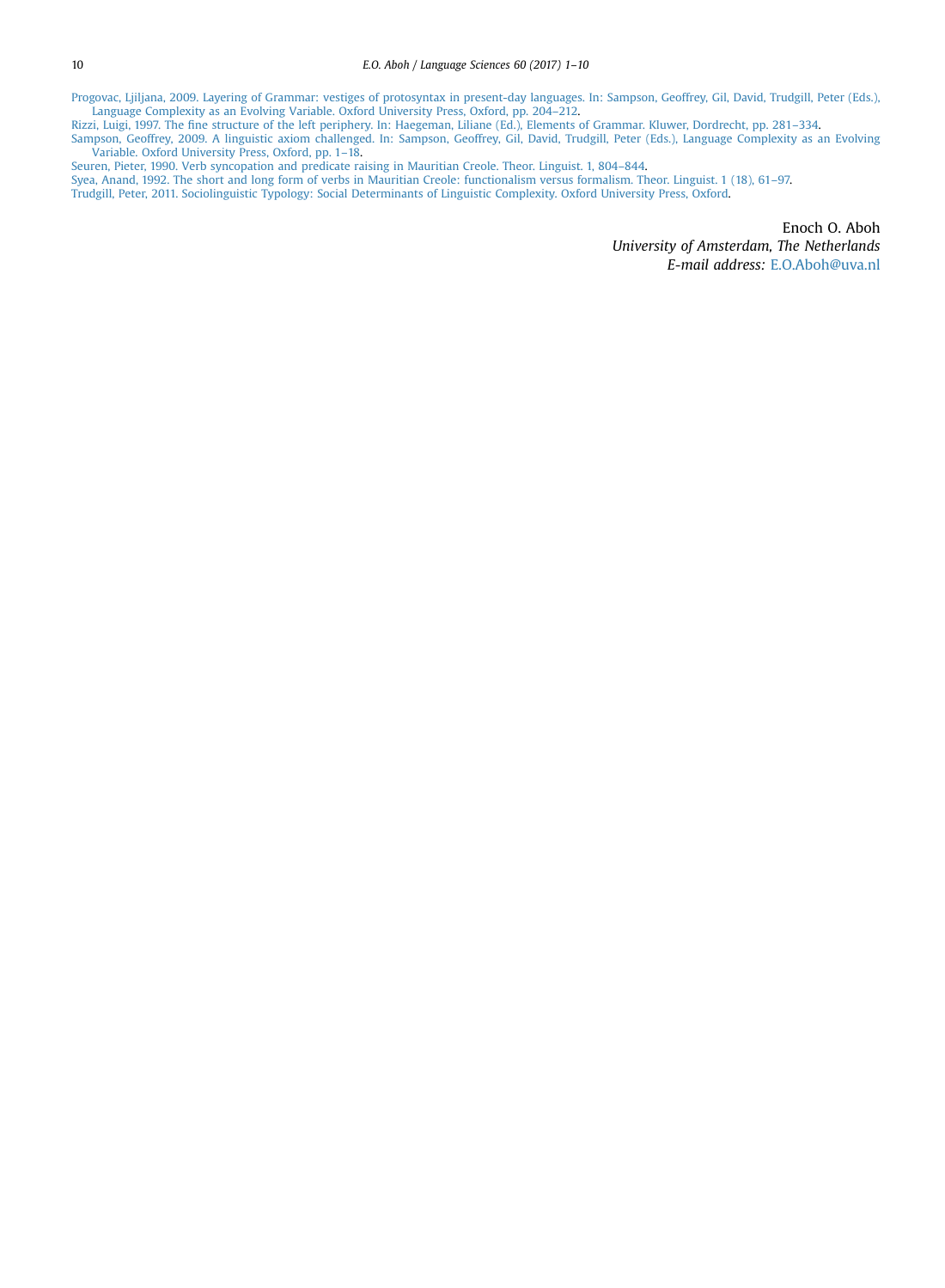Progovac, Ljiljana, 2009. Layering of Grammar: vestiges of protosyntax in present-day languages. In: Sampson, Geoffrey, Gil, David, Trudgill, Peter (Eds.), Language Complexity as an Evolving Variable. Oxford University Press, Oxford, pp. 204–212.

Rizzi, Luigi, 1997. The fine structure of the left periphery. In: Haegeman, Liliane (Ed.), Elements of Grammar. Kluwer, Dordrecht, pp. 281–334.

Sampson, Geoffrey, 2009. A linguistic axiom challenged. In: Sampson, Geoffrey, Gil, David, Trudgill, Peter (Eds.), Language Complexity as an Evolving Variable. Oxford University Press, Oxford, pp. 1–18.

Seuren, Pieter, 1990. Verb syncopation and predicate raising in Mauritian Creole. Theor. Linguist. 1, 804–844.

Syea, Anand, 1992. The short and long form of verbs in Mauritian Creole: functionalism versus formalism. Theor. Linguist. 1 (18), 61–97.

Trudgill, Peter, 2011. Sociolinguistic Typology: Social Determinants of Linguistic Complexity. Oxford University Press, Oxford.

Enoch O. Aboh
*University of Amsterdam, The Netherlands*
*E-mail address:* E.O.Aboh@uva.nl